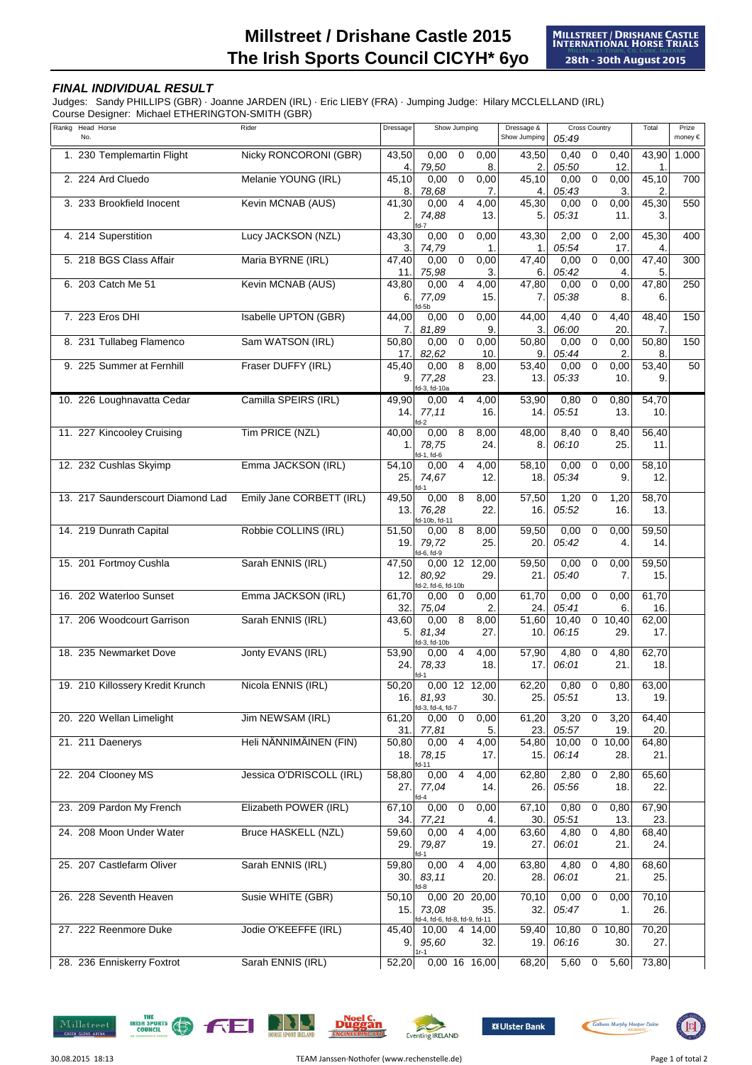# Millstreet / Drishane Castle 2015
# The Irish Sports Council CICYH* 6yo

MILLSTREET / DRISHANE CASTLE INTERNATIONAL HORSE TRIALS
Millstreet Town, Co. Cork, Ireland
28th - 30th August 2015

### *FINAL INDIVIDUAL RESULT*

Judges: Sandy PHILLIPS (GBR) · Joanne JARDEN (IRL) · Eric LIEBY (FRA) · Jumping Judge: Hilary MCCLELLAND (IRL)
Course Designer: Michael ETHERINGTON-SMITH (GBR)

| Rankg | Head No. | Horse | Rider | Dressage | Show Jumping | | | Dressage & Show Jumping | Cross Country 05:49 | | | Total | Prize money € |
|---|---|---|---|---|---|---|---|---|---|---|---|---|---|
| 1. | 230 | Templemartin Flight | Nicky RONCORONI (GBR) | 43,50 4. | 0,00 79,50 | 0 | 0,00 8. | 43,50 2. | 0,40 05:50 | 0 | 0,40 12. | 43,90 1. | 1.000 |
| 2. | 224 | Ard Cluedo | Melanie YOUNG (IRL) | 45,10 8. | 0,00 78,68 | 0 | 0,00 7. | 45,10 4. | 0,00 05:43 | 0 | 0,00 3. | 45,10 2. | 700 |
| 3. | 233 | Brookfield Inocent | Kevin MCNAB (AUS) | 41,30 2. | 0,00 74,88 fd-7 | 4 | 4,00 13. | 45,30 5. | 0,00 05:31 | 0 | 0,00 11. | 45,30 3. | 550 |
| 4. | 214 | Superstition | Lucy JACKSON (NZL) | 43,30 3. | 0,00 74,79 | 0 | 0,00 1. | 43,30 1. | 2,00 05:54 | 0 | 2,00 17. | 45,30 4. | 400 |
| 5. | 218 | BGS Class Affair | Maria BYRNE (IRL) | 47,40 11. | 0,00 75,98 | 0 | 0,00 3. | 47,40 6. | 0,00 05:42 | 0 | 0,00 4. | 47,40 5. | 300 |
| 6. | 203 | Catch Me 51 | Kevin MCNAB (AUS) | 43,80 6. | 0,00 77,09 fd-5b | 4 | 4,00 15. | 47,80 7. | 0,00 05:38 | 0 | 0,00 8. | 47,80 6. | 250 |
| 7. | 223 | Eros DHI | Isabelle UPTON (GBR) | 44,00 7. | 0,00 81,89 | 0 | 0,00 9. | 44,00 3. | 4,40 06:00 | 0 | 4,40 20. | 48,40 7. | 150 |
| 8. | 231 | Tullabeg Flamenco | Sam WATSON (IRL) | 50,80 17. | 0,00 82,62 | 0 | 0,00 10. | 50,80 9. | 0,00 05:44 | 0 | 0,00 2. | 50,80 8. | 150 |
| 9. | 225 | Summer at Fernhill | Fraser DUFFY (IRL) | 45,40 9. | 0,00 77,28 fd-3, fd-10a | 8 | 8,00 23. | 53,40 13. | 0,00 05:33 | 0 | 0,00 10. | 53,40 9. | 50 |
| 10. | 226 | Loughnavatta Cedar | Camilla SPEIRS (IRL) | 49,90 14. | 0,00 77,11 fd-2 | 4 | 4,00 16. | 53,90 14. | 0,80 05:51 | 0 | 0,80 13. | 54,70 10. | |
| 11. | 227 | Kincooley Cruising | Tim PRICE (NZL) | 40,00 1. | 0,00 78,75 fd-1, fd-6 | 8 | 8,00 24. | 48,00 8. | 8,40 06:10 | 0 | 8,40 25. | 56,40 11. | |
| 12. | 232 | Cushlas Skyimp | Emma JACKSON (IRL) | 54,10 25. | 0,00 74,67 fd-1 | 4 | 4,00 12. | 58,10 18. | 0,00 05:34 | 0 | 0,00 9. | 58,10 12. | |
| 13. | 217 | Saunderscourt Diamond Lad | Emily Jane CORBETT (IRL) | 49,50 13. | 0,00 76,28 fd-10b, fd-11 | 8 | 8,00 22. | 57,50 16. | 1,20 05:52 | 0 | 1,20 16. | 58,70 13. | |
| 14. | 219 | Dunrath Capital | Robbie COLLINS (IRL) | 51,50 19. | 0,00 79,72 fd-6, fd-9 | 8 | 8,00 25. | 59,50 20. | 0,00 05:42 | 0 | 0,00 4. | 59,50 14. | |
| 15. | 201 | Fortmoy Cushla | Sarah ENNIS (IRL) | 47,50 12. | 0,00 80,92 fd-2, fd-6, fd-10b | 12 | 12,00 29. | 59,50 21. | 0,00 05:40 | 0 | 0,00 7. | 59,50 15. | |
| 16. | 202 | Waterloo Sunset | Emma JACKSON (IRL) | 61,70 32. | 0,00 75,04 | 0 | 0,00 2. | 61,70 24. | 0,00 05:41 | 0 | 0,00 6. | 61,70 16. | |
| 17. | 206 | Woodcourt Garrison | Sarah ENNIS (IRL) | 43,60 5. | 0,00 81,34 fd-3, fd-10b | 8 | 8,00 27. | 51,60 10. | 10,40 06:15 | 0 | 10,40 29. | 62,00 17. | |
| 18. | 235 | Newmarket Dove | Jonty EVANS (IRL) | 53,90 24. | 0,00 78,33 fd-1 | 4 | 4,00 18. | 57,90 17. | 4,80 06:01 | 0 | 4,80 21. | 62,70 18. | |
| 19. | 210 | Killossery Kredit Krunch | Nicola ENNIS (IRL) | 50,20 16. | 0,00 81,93 fd-3, fd-4, fd-7 | 12 | 12,00 30. | 62,20 25. | 0,80 05:51 | 0 | 0,80 13. | 63,00 19. | |
| 20. | 220 | Wellan Limelight | Jim NEWSAM (IRL) | 61,20 31. | 0,00 77,81 | 0 | 0,00 5. | 61,20 23. | 3,20 05:57 | 0 | 3,20 19. | 64,40 20. | |
| 21. | 211 | Daenerys | Heli NÄNNIMÄINEN (FIN) | 50,80 18. | 0,00 78,15 fd-11 | 4 | 4,00 17. | 54,80 15. | 10,00 06:14 | 0 | 10,00 28. | 64,80 21. | |
| 22. | 204 | Clooney MS | Jessica O'DRISCOLL (IRL) | 58,80 27. | 0,00 77,04 fd-4 | 4 | 4,00 14. | 62,80 26. | 2,80 05:56 | 0 | 2,80 18. | 65,60 22. | |
| 23. | 209 | Pardon My French | Elizabeth POWER (IRL) | 67,10 34. | 0,00 77,21 | 0 | 0,00 4. | 67,10 30. | 0,80 05:51 | 0 | 0,80 13. | 67,90 23. | |
| 24. | 208 | Moon Under Water | Bruce HASKELL (NZL) | 59,60 29. | 0,00 79,87 fd-1 | 4 | 4,00 19. | 63,60 27. | 4,80 06:01 | 0 | 4,80 21. | 68,40 24. | |
| 25. | 207 | Castlefarm Oliver | Sarah ENNIS (IRL) | 59,80 30. | 0,00 83,11 fd-8 | 4 | 4,00 20. | 63,80 28. | 4,80 06:01 | 0 | 4,80 21. | 68,60 25. | |
| 26. | 228 | Seventh Heaven | Susie WHITE (GBR) | 50,10 15. | 0,00 73,08 fd-4, fd-6, fd-8, fd-9, fd-11 | 20 | 20,00 35. | 70,10 32. | 0,00 05:47 | 0 | 0,00 1. | 70,10 26. | |
| 27. | 222 | Reenmore Duke | Jodie O'KEEFFE (IRL) | 45,40 9. | 10,00 95,60 1r-1 | 4 | 14,00 32. | 59,40 19. | 10,80 06:16 | 0 | 10,80 30. | 70,20 27. | |
| 28. | 236 | Enniskerry Foxtrot | Sarah ENNIS (IRL) | 52,20 | 0,00 | 16 | 16,00 | 68,20 | 5,60 | 0 | 5,60 | 73,80 | |

30.08.2015 18:13 TEAM Janssen-Nothofer (www.rechenstelle.de)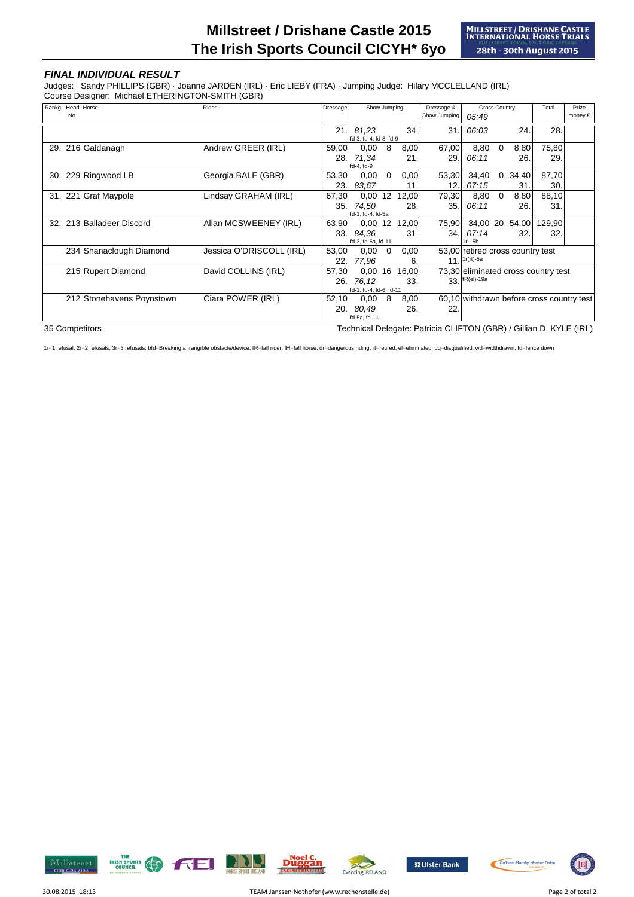# Millstreet / Drishane Castle 2015
# The Irish Sports Council CICYH* 6yo

MILLSTREET / DRISHANE CASTLE INTERNATIONAL HORSE TRIALS
MILLSTREET TOWN, CO. CORK, IRELAND
28th - 30th August 2015

### *FINAL INDIVIDUAL RESULT*

Judges: Sandy PHILLIPS (GBR) · Joanne JARDEN (IRL) · Eric LIEBY (FRA) · Jumping Judge: Hilary MCCLELLAND (IRL)
Course Designer: Michael ETHERINGTON-SMITH (GBR)

| Rankg | Head No. | Horse | Rider | Dressage | Show Jumping | | | Dressage & Show Jumping | Cross Country 05:49 | | | Total | Prize money € |
|---|---|---|---|---|---|---|---|---|---|---|---|---|---|
| | | | | 21. | *81,23* fd-3, fd-4, fd-8, fd-9 | | 34. | 31. | *06:03* | | 24. | 28. | |
| 29. | 216 | Galdanagh | Andrew GREER (IRL) | 59,00 / 28. | 0,00 / *71,34* fd-4, fd-9 | 8 | 8,00 / 21. | 67,00 / 29. | 8,80 / *06:11* | 0 | 8,80 / 26. | 75,80 / 29. | |
| 30. | 229 | Ringwood LB | Georgia BALE (GBR) | 53,30 / 23. | 0,00 / *83,67* | 0 | 0,00 / 11. | 53,30 / 12. | 34,40 / *07:15* | 0 | 34,40 / 31. | 87,70 / 30. | |
| 31. | 221 | Graf Maypole | Lindsay GRAHAM (IRL) | 67,30 / 35. | 0,00 / *74,50* fd-1, fd-4, fd-5a | 12 | 12,00 / 28. | 79,30 / 35. | 8,80 / *06:11* | 0 | 8,80 / 26. | 88,10 / 31. | |
| 32. | 213 | Balladeer Discord | Allan MCSWEENEY (IRL) | 63,90 / 33. | 0,00 / *84,36* fd-3, fd-5a, fd-11 | 12 | 12,00 / 31. | 75,90 / 34. | 34,00 / *07:14* 1r-15b | 20 | 54,00 / 32. | 129,90 / 32. | |
| | 234 | Shanaclough Diamond | Jessica O'DRISCOLL (IRL) | 53,00 / 22. | 0,00 / *77,96* | 0 | 0,00 / 6. | 53,00 / 11. | retired cross country test 1r(rt)-5a | | | | |
| | 215 | Rupert Diamond | David COLLINS (IRL) | 57,30 / 26. | 0,00 / *76,12* fd-1, fd-4, fd-6, fd-11 | 16 | 16,00 / 33. | 73,30 / 33. | eliminated cross country test fR(el)-19a | | | | |
| | 212 | Stonehavens Poynstown | Ciara POWER (IRL) | 52,10 / 20. | 0,00 / *80,49* fd-5a, fd-11 | 8 | 8,00 / 26. | 60,10 / 22. | withdrawn before cross country test | | | | |

35 Competitors

Technical Delegate: Patricia CLIFTON (GBR) / Gillian D. KYLE (IRL)

1r=1 refusal, 2r=2 refusals, 3r=3 refusals, bfd=Breaking a frangible obstacle/device, fR=fall rider, fH=fall horse, dr=dangerous riding, rt=retired, el=eliminated, dq=disqualified, wd=widthdrawn, fd=fence down

30.08.2015 18:13 TEAM Janssen-Nothofer (www.rechenstelle.de)